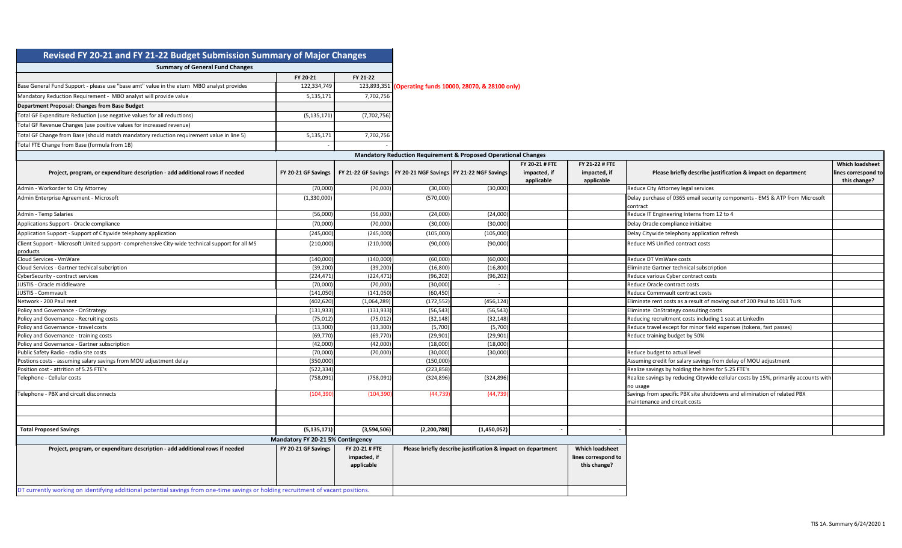# Revised FY 20-21 and FY 21-22 Budget Submission Summary of Major Changes

## Summary of General Fund Changes

| | FY 20-21 | FY 21-22 | |
|---|---|---|---|
| Base General Fund Support - please use "base amt" value in the eturn MBO analyst provides | 122,334,749 | 123,893,351 | **(Operating funds 10000, 28070, & 28100 only)** |
| Mandatory Reduction Requirement - MBO analyst will provide value | 5,135,171 | 7,702,756 | |
| **Department Proposal: Changes from Base Budget** | | | |
| Total GF Expenditure Reduction (use negative values for all reductions) | (5,135,171) | (7,702,756) | |
| Total GF Revenue Changes (use positive values for increased revenue) | | | |
| Total GF Change from Base (should match mandatory reduction requirement value in line 5) | 5,135,171 | 7,702,756 | |
| Total FTE Change from Base (formula from 1B) | - | - | |

## Mandatory Reduction Requirement & Proposed Operational Changes

| Project, program, or expenditure description - add additional rows if needed | FY 20-21 GF Savings | FY 21-22 GF Savings | FY 20-21 NGF Savings | FY 21-22 NGF Savings | FY 20-21 # FTE impacted, if applicable | FY 21-22 # FTE impacted, if applicable | Please briefly describe justification & impact on department | Which loadsheet lines correspond to this change? |
|---|---|---|---|---|---|---|---|---|
| Admin - Workorder to City Attorney | (70,000) | (70,000) | (30,000) | (30,000) | | | Reduce City Attorney legal services | |
| Admin Enterprise Agreement - Microsoft | (1,330,000) | | (570,000) | | | | Delay purchase of 0365 email security components - EMS & ATP from Microsoft contract | |
| Admin - Temp Salaries | (56,000) | (56,000) | (24,000) | (24,000) | | | Reduce IT Engineering Interns from 12 to 4 | |
| Applications Support - Oracle compliance | (70,000) | (70,000) | (30,000) | (30,000) | | | Delay Oracle compliance initiaitve | |
| Application Support - Support of Citywide telephony application | (245,000) | (245,000) | (105,000) | (105,000) | | | Delay Citywide telephony application refresh | |
| Client Support - Microsoft United support- comprehensive City-wide technical support for all MS products | (210,000) | (210,000) | (90,000) | (90,000) | | | Reduce MS Unified contract costs | |
| Cloud Services - VmWare | (140,000) | (140,000) | (60,000) | (60,000) | | | Reduce DT VmWare costs | |
| Cloud Services - Gartner techical subcription | (39,200) | (39,200) | (16,800) | (16,800) | | | Eliminate Gartner technical subscription | |
| CyberSecurity - contract services | (224,471) | (224,471) | (96,202) | (96,202) | | | Reduce various Cyber contract costs | |
| JUSTIS - Oracle middleware | (70,000) | (70,000) | (30,000) | - | | | Reduce Oracle contract costs | |
| JUSTIS - Commvault | (141,050) | (141,050) | (60,450) | - | | | Reduce Commvault contract costs | |
| Network - 200 Paul rent | (402,620) | (1,064,289) | (172,552) | (456,124) | | | Eliminate rent costs as a result of moving out of 200 Paul to 1011 Turk | |
| Policy and Governance - OnStrategy | (131,933) | (131,933) | (56,543) | (56,543) | | | Eliminate OnStrategy consulting costs | |
| Policy and Governance - Recruiting costs | (75,012) | (75,012) | (32,148) | (32,148) | | | Reducing recruitment costs including 1 seat at LinkedIn | |
| Policy and Governance - travel costs | (13,300) | (13,300) | (5,700) | (5,700) | | | Reduce travel except for minor field expenses (tokens, fast passes) | |
| Policy and Governance - training costs | (69,770) | (69,770) | (29,901) | (29,901) | | | Reduce training budget by 50% | |
| Policy and Governance - Gartner subscription | (42,000) | (42,000) | (18,000) | (18,000) | | | | |
| Public Safety Radio - radio site costs | (70,000) | (70,000) | (30,000) | (30,000) | | | Reduce budget to actual level | |
| Postions costs - assuming salary savings from MOU adjustment delay | (350,000) | | (150,000) | | | | Assuming credit for salary savings from delay of MOU adjustment | |
| Position cost - attrition of 5.25 FTE's | (522,334) | | (223,858) | | | | Realize savings by holding the hires for 5.25 FTE's | |
| Telephone - Cellular costs | (758,091) | (758,091) | (324,896) | (324,896) | | | Realize savings by reducing Citywide cellular costs by 15%, primarily accounts with no usage | |
| Telephone - PBX and circuit disconnects | (104,390) | (104,390) | (44,739) | (44,739) | | | Savings from specific PBX site shutdowns and elimination of related PBX maintenance and circuit costs | |
| | | | | | | | | |
| | | | | | | | | |
| **Total Proposed Savings** | **(5,135,171)** | **(3,594,506)** | **(2,200,788)** | **(1,450,052)** | **-** | **-** | | |

## Mandatory FY 20-21 5% Contingency

| Project, program, or expenditure description - add additional rows if needed | FY 20-21 GF Savings | FY 20-21 # FTE impacted, if applicable | Please briefly describe justification & impact on department | Which loadsheet lines correspond to this change? |
|---|---|---|---|---|
| DT currently working on identifying additional potential savings from one-time savings or holding recruitment of vacant positions. | | | | |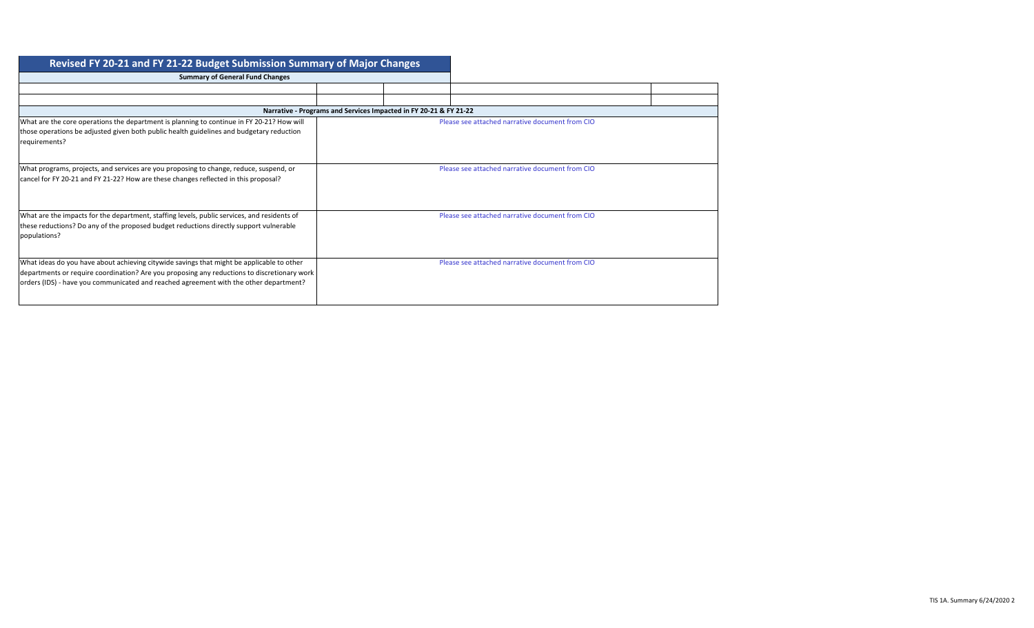# Revised FY 20-21 and FY 21-22 Budget Submission Summary of Major Changes

## Summary of General Fund Changes

| | | | | |
|---|---|---|---|---|
| | | | | |
| | | | | |

### Narrative - Programs and Services Impacted in FY 20-21 & FY 21-22

| | |
|---|---|
| What are the core operations the department is planning to continue in FY 20-21? How will those operations be adjusted given both public health guidelines and budgetary reduction requirements? | Please see attached narrative document from CIO |
| What programs, projects, and services are you proposing to change, reduce, suspend, or cancel for FY 20-21 and FY 21-22? How are these changes reflected in this proposal? | Please see attached narrative document from CIO |
| What are the impacts for the department, staffing levels, public services, and residents of these reductions? Do any of the proposed budget reductions directly support vulnerable populations? | Please see attached narrative document from CIO |
| What ideas do you have about achieving citywide savings that might be applicable to other departments or require coordination? Are you proposing any reductions to discretionary work orders (IDS) - have you communicated and reached agreement with the other department? | Please see attached narrative document from CIO |